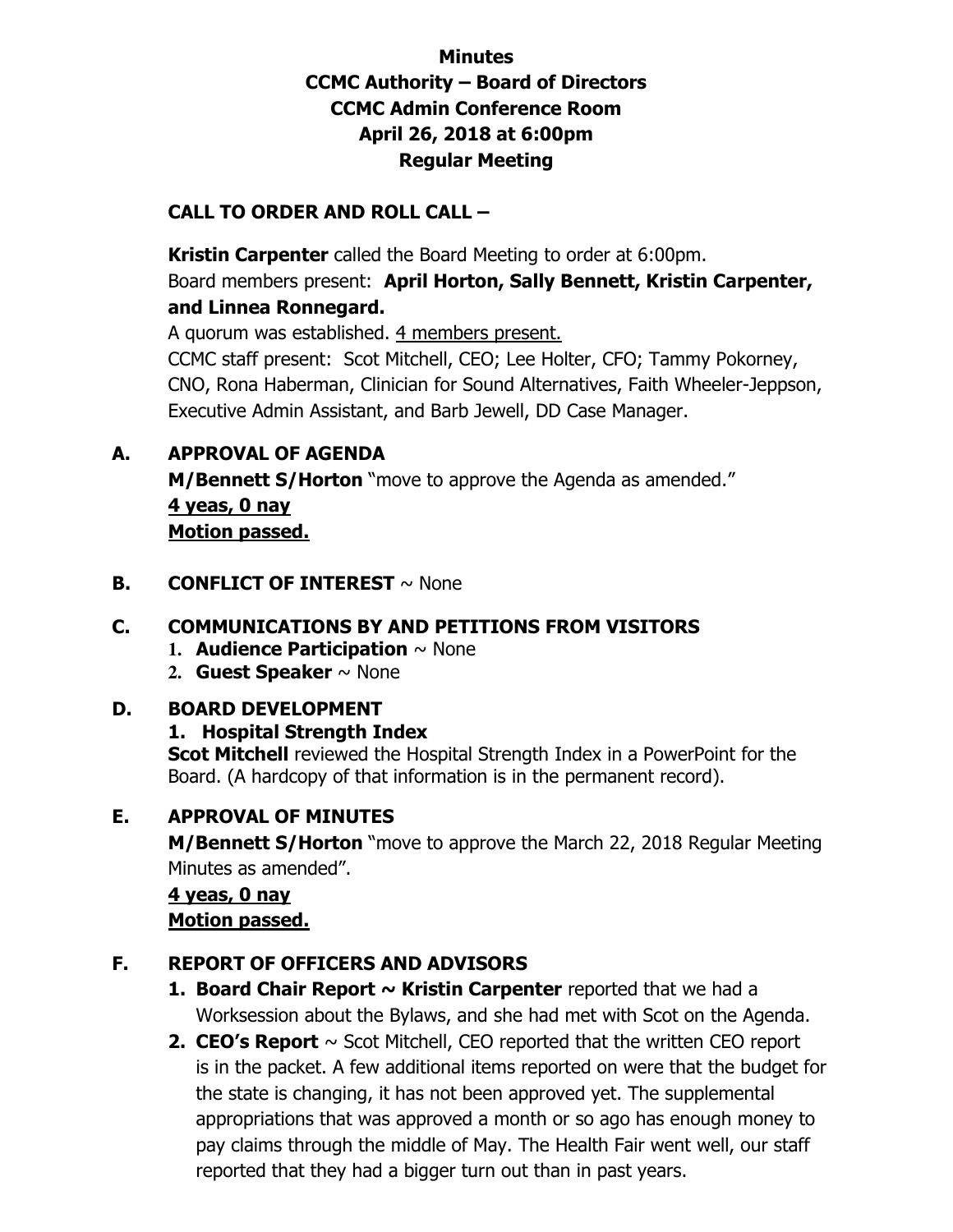# Minutes
## CCMC Authority – Board of Directors
## CCMC Admin Conference Room
## April 26, 2018 at 6:00pm
## Regular Meeting

**CALL TO ORDER AND ROLL CALL –**

**Kristin Carpenter** called the Board Meeting to order at 6:00pm.
Board members present: **April Horton, Sally Bennett, Kristin Carpenter, and Linnea Ronnegard.**
A quorum was established. 4 members present.
CCMC staff present: Scot Mitchell, CEO; Lee Holter, CFO; Tammy Pokorney, CNO, Rona Haberman, Clinician for Sound Alternatives, Faith Wheeler-Jeppson, Executive Admin Assistant, and Barb Jewell, DD Case Manager.

**A. APPROVAL OF AGENDA**

**M/Bennett S/Horton** "move to approve the Agenda as amended."
**4 yeas, 0 nay**
**Motion passed.**

**B. CONFLICT OF INTEREST** ~ None

**C. COMMUNICATIONS BY AND PETITIONS FROM VISITORS**

1. **Audience Participation** ~ None
2. **Guest Speaker** ~ None

**D. BOARD DEVELOPMENT**

**1. Hospital Strength Index**
**Scot Mitchell** reviewed the Hospital Strength Index in a PowerPoint for the Board. (A hardcopy of that information is in the permanent record).

**E. APPROVAL OF MINUTES**

**M/Bennett S/Horton** "move to approve the March 22, 2018 Regular Meeting Minutes as amended".
**4 yeas, 0 nay**
**Motion passed.**

**F. REPORT OF OFFICERS AND ADVISORS**

1. **Board Chair Report ~ Kristin Carpenter** reported that we had a Worksession about the Bylaws, and she had met with Scot on the Agenda.
2. **CEO's Report** ~ Scot Mitchell, CEO reported that the written CEO report is in the packet. A few additional items reported on were that the budget for the state is changing, it has not been approved yet. The supplemental appropriations that was approved a month or so ago has enough money to pay claims through the middle of May. The Health Fair went well, our staff reported that they had a bigger turn out than in past years.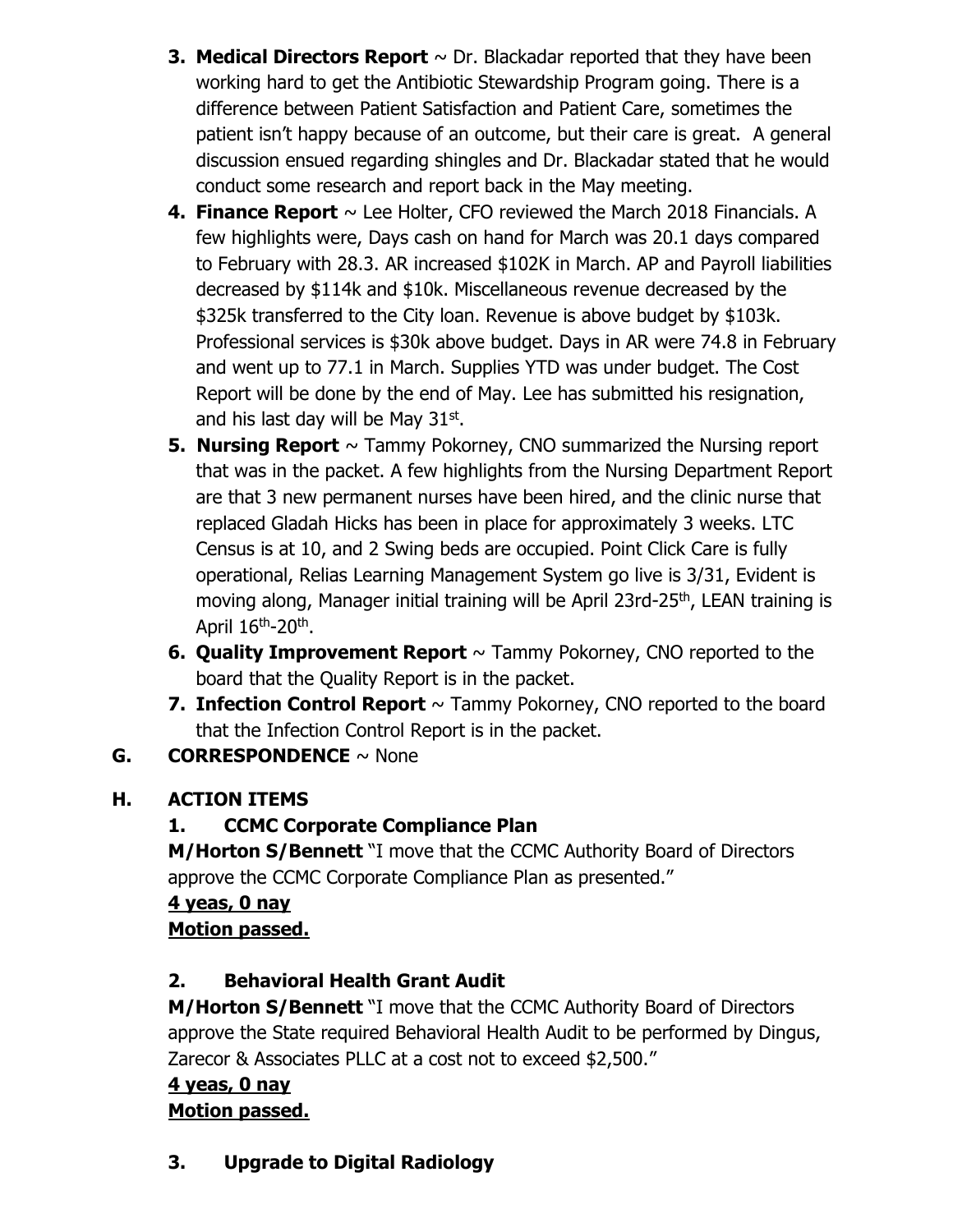3. **Medical Directors Report** ~ Dr. Blackadar reported that they have been working hard to get the Antibiotic Stewardship Program going. There is a difference between Patient Satisfaction and Patient Care, sometimes the patient isn't happy because of an outcome, but their care is great. A general discussion ensued regarding shingles and Dr. Blackadar stated that he would conduct some research and report back in the May meeting.
4. **Finance Report** ~ Lee Holter, CFO reviewed the March 2018 Financials. A few highlights were, Days cash on hand for March was 20.1 days compared to February with 28.3. AR increased $102K in March. AP and Payroll liabilities decreased by $114k and $10k. Miscellaneous revenue decreased by the $325k transferred to the City loan. Revenue is above budget by $103k. Professional services is $30k above budget. Days in AR were 74.8 in February and went up to 77.1 in March. Supplies YTD was under budget. The Cost Report will be done by the end of May. Lee has submitted his resignation, and his last day will be May 31st.
5. **Nursing Report** ~ Tammy Pokorney, CNO summarized the Nursing report that was in the packet. A few highlights from the Nursing Department Report are that 3 new permanent nurses have been hired, and the clinic nurse that replaced Gladah Hicks has been in place for approximately 3 weeks. LTC Census is at 10, and 2 Swing beds are occupied. Point Click Care is fully operational, Relias Learning Management System go live is 3/31, Evident is moving along, Manager initial training will be April 23rd-25th, LEAN training is April 16th-20th.
6. **Quality Improvement Report** ~ Tammy Pokorney, CNO reported to the board that the Quality Report is in the packet.
7. **Infection Control Report** ~ Tammy Pokorney, CNO reported to the board that the Infection Control Report is in the packet.

**G. CORRESPONDENCE** ~ None

**H. ACTION ITEMS**

**1. CCMC Corporate Compliance Plan**

**M/Horton S/Bennett** "I move that the CCMC Authority Board of Directors approve the CCMC Corporate Compliance Plan as presented."

**4 yeas, 0 nay**

**Motion passed.**

**2. Behavioral Health Grant Audit**

**M/Horton S/Bennett** "I move that the CCMC Authority Board of Directors approve the State required Behavioral Health Audit to be performed by Dingus, Zarecor & Associates PLLC at a cost not to exceed $2,500."

**4 yeas, 0 nay**

**Motion passed.**

**3. Upgrade to Digital Radiology**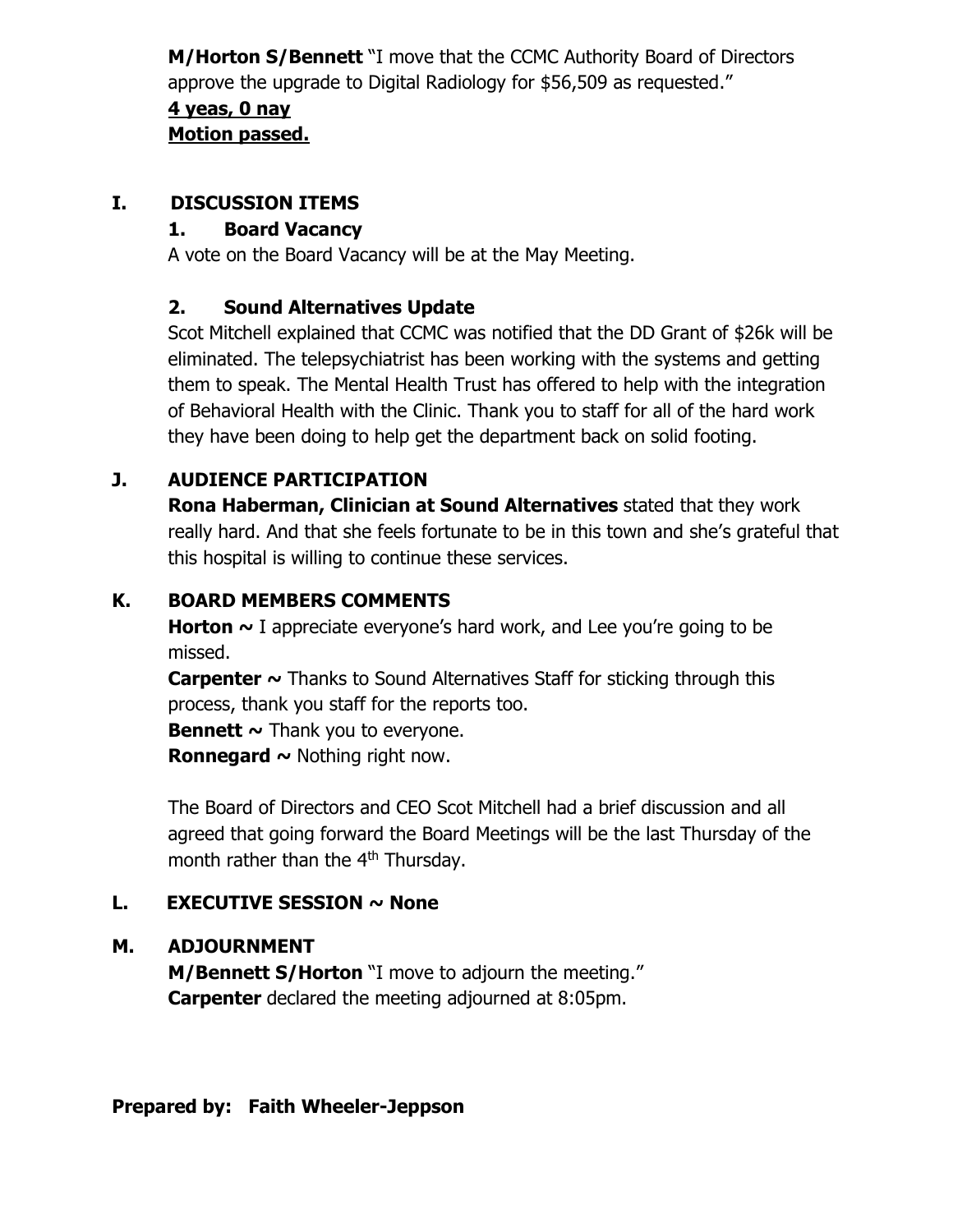**M/Horton S/Bennett** "I move that the CCMC Authority Board of Directors approve the upgrade to Digital Radiology for $56,509 as requested."
**4 yeas, 0 nay**
**Motion passed.**

## I. DISCUSSION ITEMS

### 1. Board Vacancy

A vote on the Board Vacancy will be at the May Meeting.

### 2. Sound Alternatives Update

Scot Mitchell explained that CCMC was notified that the DD Grant of $26k will be eliminated. The telepsychiatrist has been working with the systems and getting them to speak. The Mental Health Trust has offered to help with the integration of Behavioral Health with the Clinic. Thank you to staff for all of the hard work they have been doing to help get the department back on solid footing.

## J. AUDIENCE PARTICIPATION

**Rona Haberman, Clinician at Sound Alternatives** stated that they work really hard. And that she feels fortunate to be in this town and she's grateful that this hospital is willing to continue these services.

## K. BOARD MEMBERS COMMENTS

**Horton ~** I appreciate everyone's hard work, and Lee you're going to be missed.
**Carpenter ~** Thanks to Sound Alternatives Staff for sticking through this process, thank you staff for the reports too.
**Bennett ~** Thank you to everyone.
**Ronnegard ~** Nothing right now.

The Board of Directors and CEO Scot Mitchell had a brief discussion and all agreed that going forward the Board Meetings will be the last Thursday of the month rather than the 4th Thursday.

## L. EXECUTIVE SESSION ~ None

## M. ADJOURNMENT

**M/Bennett S/Horton** "I move to adjourn the meeting."
**Carpenter** declared the meeting adjourned at 8:05pm.

**Prepared by: Faith Wheeler-Jeppson**